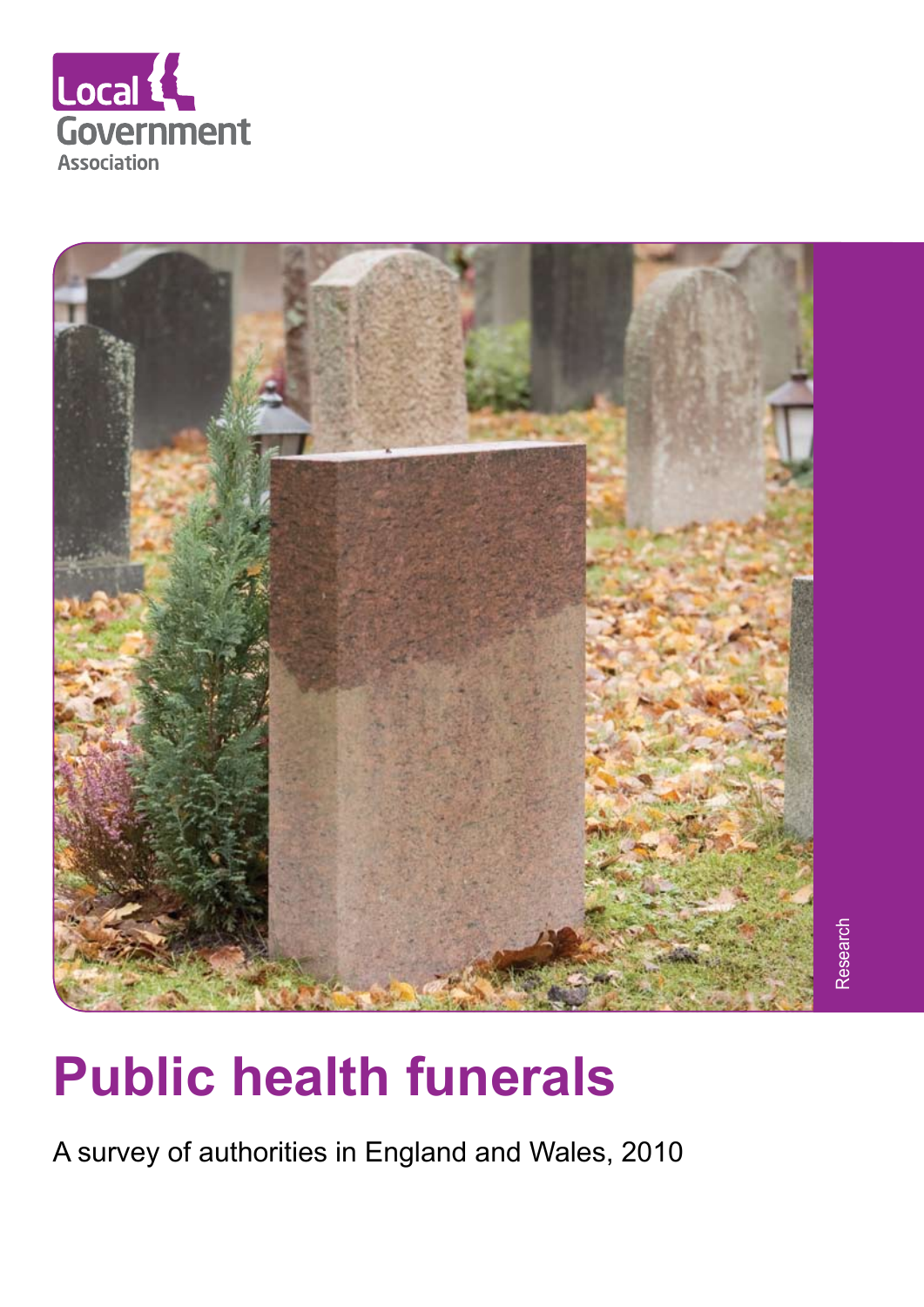Local Government Association

Research

# Public health funerals

A survey of authorities in England and Wales, 2010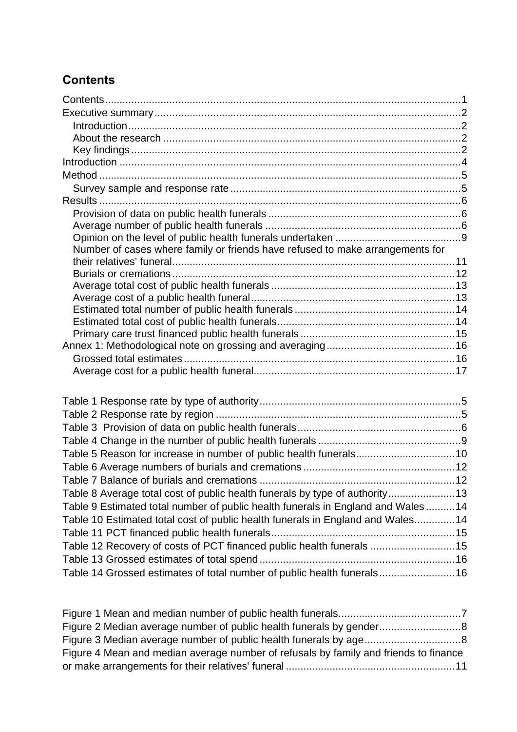## Contents

Contents ... 1
Executive summary ... 2
- Introduction ... 2
- About the research ... 2
- Key findings ... 2

Introduction ... 4
Method ... 5
- Survey sample and response rate ... 5

Results ... 6
- Provision of data on public health funerals ... 6
- Average number of public health funerals ... 6
- Opinion on the level of public health funerals undertaken ... 9
- Number of cases where family or friends have refused to make arrangements for their relatives' funeral ... 11
- Burials or cremations ... 12
- Average total cost of public health funerals ... 13
- Average cost of a public health funeral ... 13
- Estimated total number of public health funerals ... 14
- Estimated total cost of public health funerals ... 14
- Primary care trust financed public health funerals ... 15

Annex 1: Methodological note on grossing and averaging ... 16
- Grossed total estimates ... 16
- Average cost for a public health funeral ... 17

Table 1 Response rate by type of authority ... 5
Table 2 Response rate by region ... 5
Table 3 Provision of data on public health funerals ... 6
Table 4 Change in the number of public health funerals ... 9
Table 5 Reason for increase in number of public health funerals ... 10
Table 6 Average numbers of burials and cremations ... 12
Table 7 Balance of burials and cremations ... 12
Table 8 Average total cost of public health funerals by type of authority ... 13
Table 9 Estimated total number of public health funerals in England and Wales ... 14
Table 10 Estimated total cost of public health funerals in England and Wales ... 14
Table 11 PCT financed public health funerals ... 15
Table 12 Recovery of costs of PCT financed public health funerals ... 15
Table 13 Grossed estimates of total spend ... 16
Table 14 Grossed estimates of total number of public health funerals ... 16

Figure 1 Mean and median number of public health funerals ... 7
Figure 2 Median average number of public health funerals by gender ... 8
Figure 3 Median average number of public health funerals by age ... 8
Figure 4 Mean and median average number of refusals by family and friends to finance or make arrangements for their relatives' funeral ... 11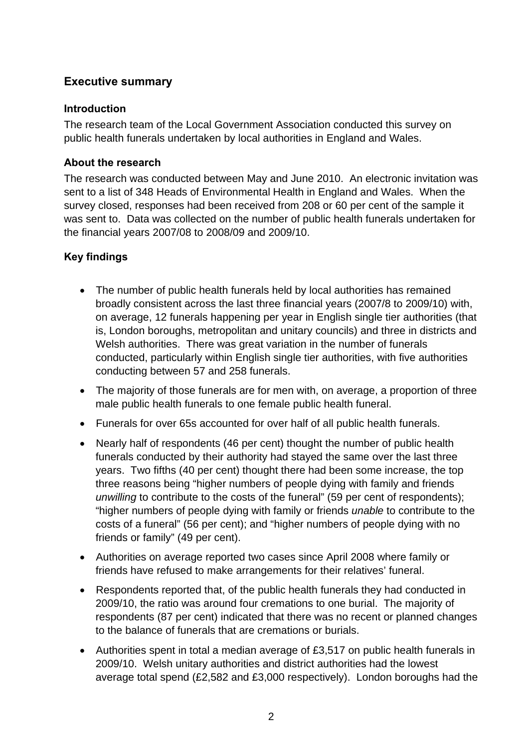## Executive summary

### Introduction

The research team of the Local Government Association conducted this survey on public health funerals undertaken by local authorities in England and Wales.

### About the research

The research was conducted between May and June 2010. An electronic invitation was sent to a list of 348 Heads of Environmental Health in England and Wales. When the survey closed, responses had been received from 208 or 60 per cent of the sample it was sent to. Data was collected on the number of public health funerals undertaken for the financial years 2007/08 to 2008/09 and 2009/10.

### Key findings

- The number of public health funerals held by local authorities has remained broadly consistent across the last three financial years (2007/8 to 2009/10) with, on average, 12 funerals happening per year in English single tier authorities (that is, London boroughs, metropolitan and unitary councils) and three in districts and Welsh authorities. There was great variation in the number of funerals conducted, particularly within English single tier authorities, with five authorities conducting between 57 and 258 funerals.
- The majority of those funerals are for men with, on average, a proportion of three male public health funerals to one female public health funeral.
- Funerals for over 65s accounted for over half of all public health funerals.
- Nearly half of respondents (46 per cent) thought the number of public health funerals conducted by their authority had stayed the same over the last three years. Two fifths (40 per cent) thought there had been some increase, the top three reasons being "higher numbers of people dying with family and friends *unwilling* to contribute to the costs of the funeral" (59 per cent of respondents); "higher numbers of people dying with family or friends *unable* to contribute to the costs of a funeral" (56 per cent); and "higher numbers of people dying with no friends or family" (49 per cent).
- Authorities on average reported two cases since April 2008 where family or friends have refused to make arrangements for their relatives' funeral.
- Respondents reported that, of the public health funerals they had conducted in 2009/10, the ratio was around four cremations to one burial. The majority of respondents (87 per cent) indicated that there was no recent or planned changes to the balance of funerals that are cremations or burials.
- Authorities spent in total a median average of £3,517 on public health funerals in 2009/10. Welsh unitary authorities and district authorities had the lowest average total spend (£2,582 and £3,000 respectively). London boroughs had the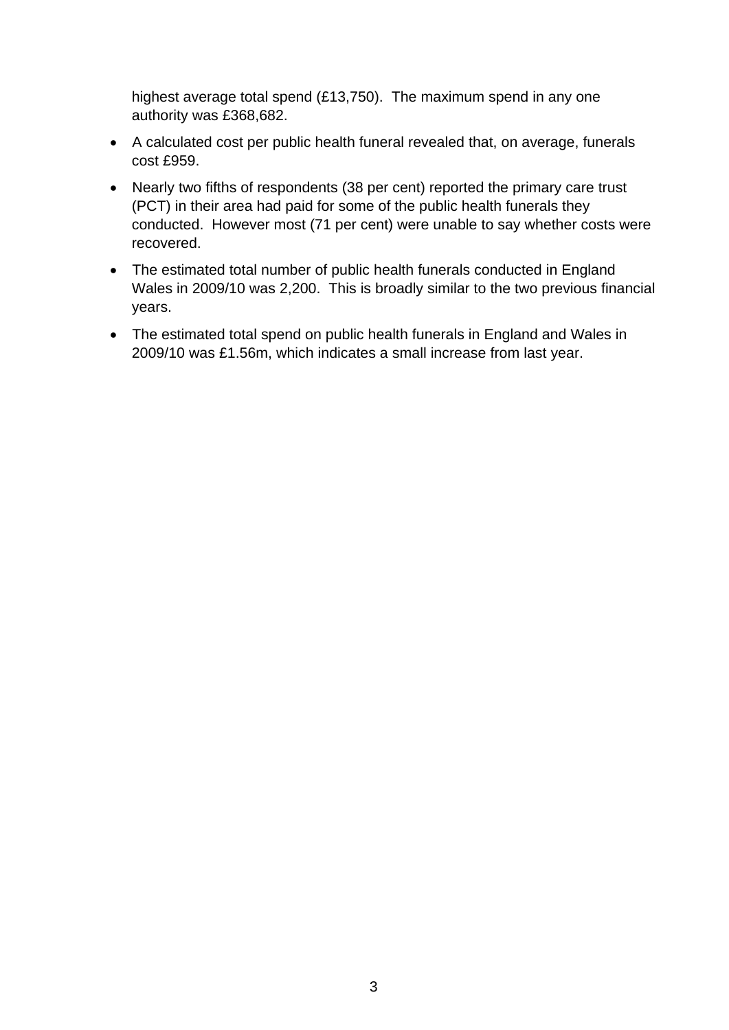highest average total spend (£13,750). The maximum spend in any one authority was £368,682.

- A calculated cost per public health funeral revealed that, on average, funerals cost £959.
- Nearly two fifths of respondents (38 per cent) reported the primary care trust (PCT) in their area had paid for some of the public health funerals they conducted. However most (71 per cent) were unable to say whether costs were recovered.
- The estimated total number of public health funerals conducted in England Wales in 2009/10 was 2,200. This is broadly similar to the two previous financial years.
- The estimated total spend on public health funerals in England and Wales in 2009/10 was £1.56m, which indicates a small increase from last year.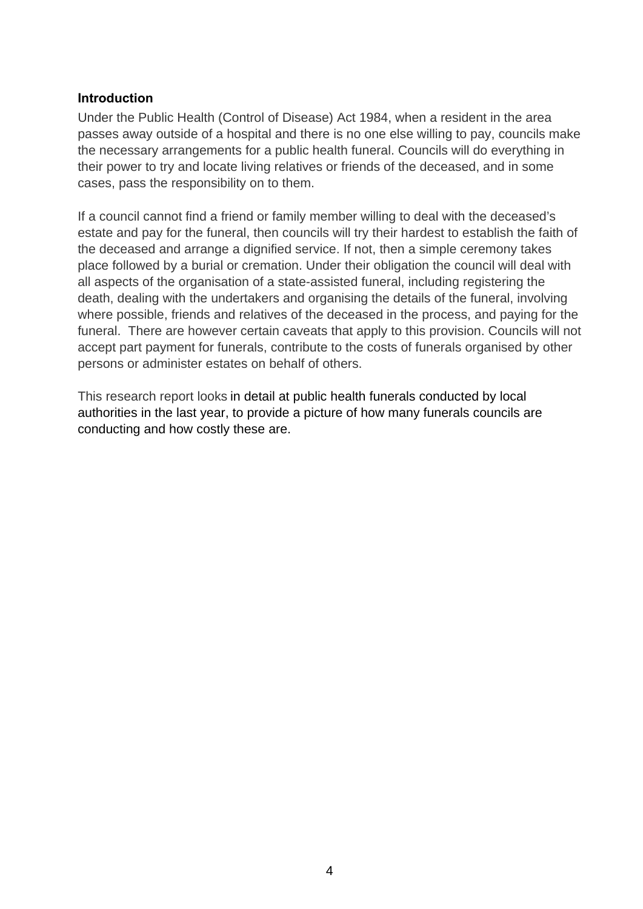## Introduction

Under the Public Health (Control of Disease) Act 1984, when a resident in the area passes away outside of a hospital and there is no one else willing to pay, councils make the necessary arrangements for a public health funeral. Councils will do everything in their power to try and locate living relatives or friends of the deceased, and in some cases, pass the responsibility on to them.

If a council cannot find a friend or family member willing to deal with the deceased's estate and pay for the funeral, then councils will try their hardest to establish the faith of the deceased and arrange a dignified service. If not, then a simple ceremony takes place followed by a burial or cremation. Under their obligation the council will deal with all aspects of the organisation of a state-assisted funeral, including registering the death, dealing with the undertakers and organising the details of the funeral, involving where possible, friends and relatives of the deceased in the process, and paying for the funeral. There are however certain caveats that apply to this provision. Councils will not accept part payment for funerals, contribute to the costs of funerals organised by other persons or administer estates on behalf of others.

This research report looks in detail at public health funerals conducted by local authorities in the last year, to provide a picture of how many funerals councils are conducting and how costly these are.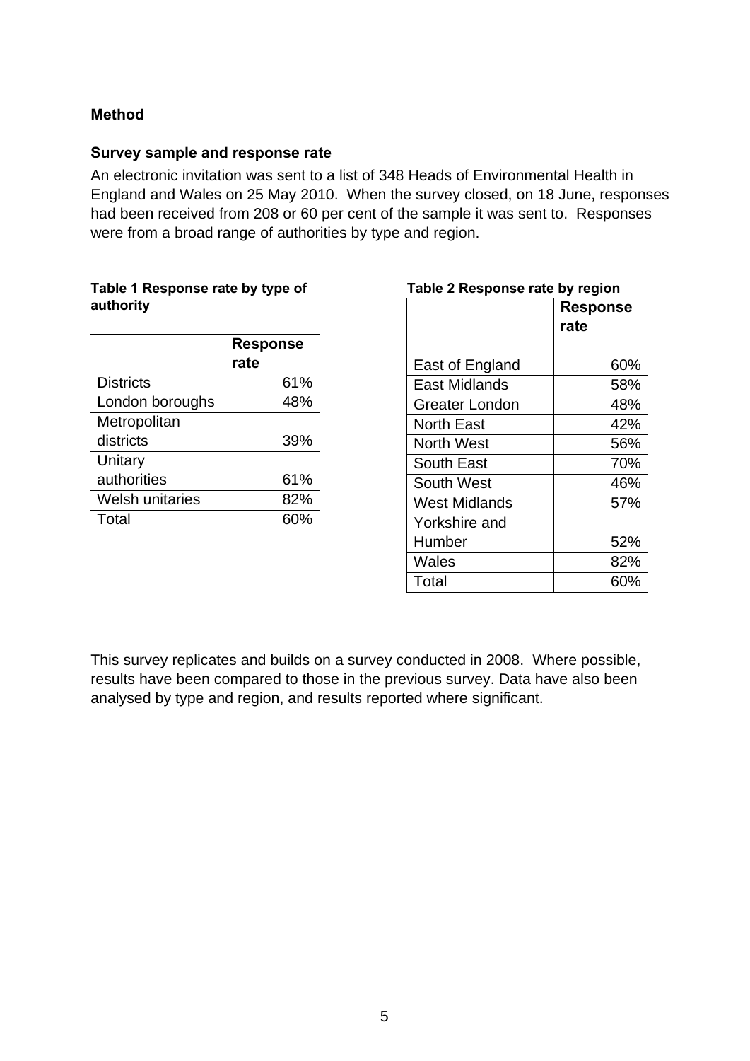## Method

### Survey sample and response rate

An electronic invitation was sent to a list of 348 Heads of Environmental Health in England and Wales on 25 May 2010. When the survey closed, on 18 June, responses had been received from 208 or 60 per cent of the sample it was sent to. Responses were from a broad range of authorities by type and region.

**Table 1 Response rate by type of authority**

| | Response rate |
|---|---|
| Districts | 61% |
| London boroughs | 48% |
| Metropolitan districts | 39% |
| Unitary authorities | 61% |
| Welsh unitaries | 82% |
| Total | 60% |

**Table 2 Response rate by region**

| | Response rate |
|---|---|
| East of England | 60% |
| East Midlands | 58% |
| Greater London | 48% |
| North East | 42% |
| North West | 56% |
| South East | 70% |
| South West | 46% |
| West Midlands | 57% |
| Yorkshire and Humber | 52% |
| Wales | 82% |
| Total | 60% |

This survey replicates and builds on a survey conducted in 2008. Where possible, results have been compared to those in the previous survey. Data have also been analysed by type and region, and results reported where significant.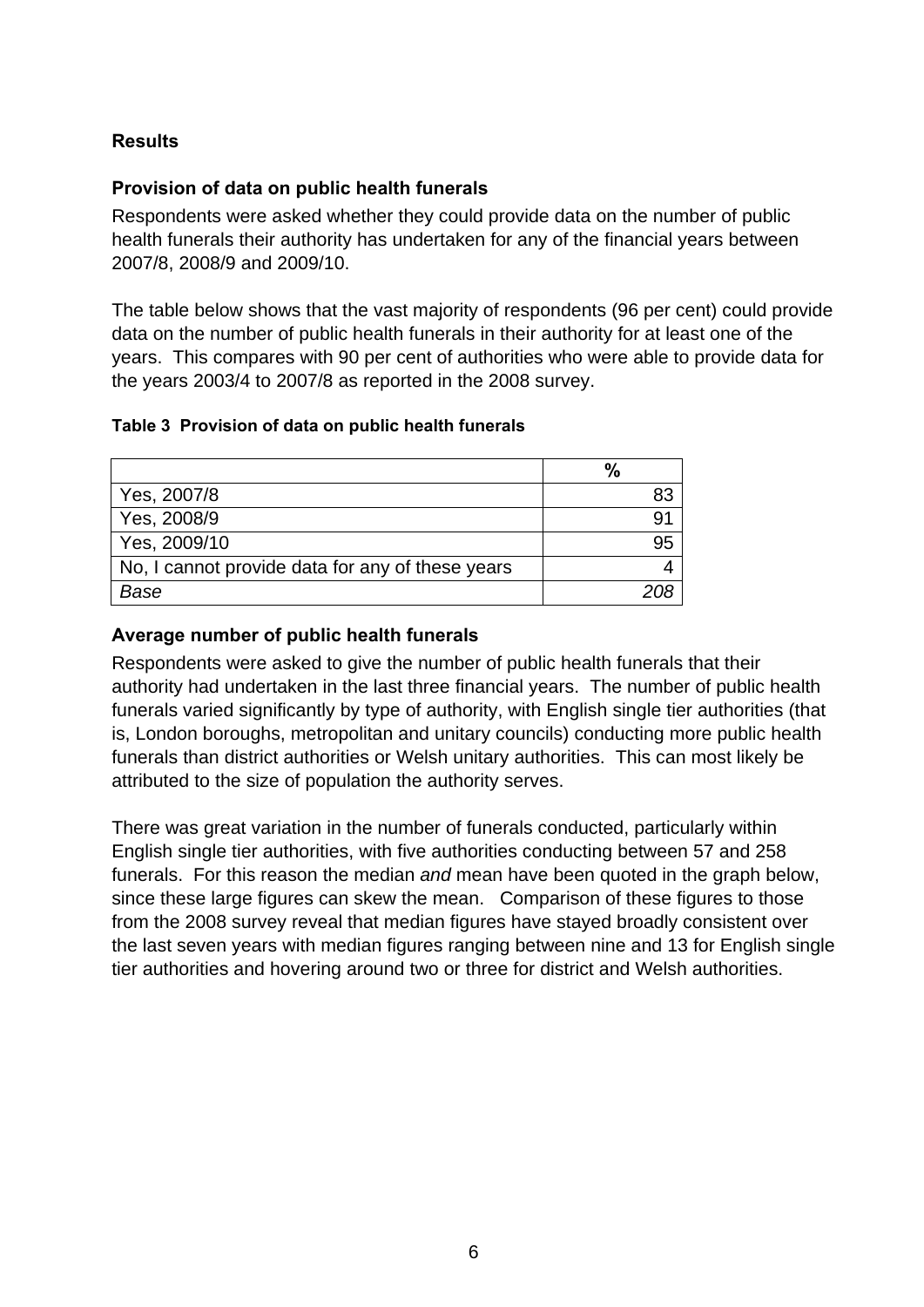## Results

### Provision of data on public health funerals

Respondents were asked whether they could provide data on the number of public health funerals their authority has undertaken for any of the financial years between 2007/8, 2008/9 and 2009/10.

The table below shows that the vast majority of respondents (96 per cent) could provide data on the number of public health funerals in their authority for at least one of the years. This compares with 90 per cent of authorities who were able to provide data for the years 2003/4 to 2007/8 as reported in the 2008 survey.

**Table 3 Provision of data on public health funerals**

| | % |
|---|---|
| Yes, 2007/8 | 83 |
| Yes, 2008/9 | 91 |
| Yes, 2009/10 | 95 |
| No, I cannot provide data for any of these years | 4 |
| *Base* | *208* |

### Average number of public health funerals

Respondents were asked to give the number of public health funerals that their authority had undertaken in the last three financial years. The number of public health funerals varied significantly by type of authority, with English single tier authorities (that is, London boroughs, metropolitan and unitary councils) conducting more public health funerals than district authorities or Welsh unitary authorities. This can most likely be attributed to the size of population the authority serves.

There was great variation in the number of funerals conducted, particularly within English single tier authorities, with five authorities conducting between 57 and 258 funerals. For this reason the median *and* mean have been quoted in the graph below, since these large figures can skew the mean. Comparison of these figures to those from the 2008 survey reveal that median figures have stayed broadly consistent over the last seven years with median figures ranging between nine and 13 for English single tier authorities and hovering around two or three for district and Welsh authorities.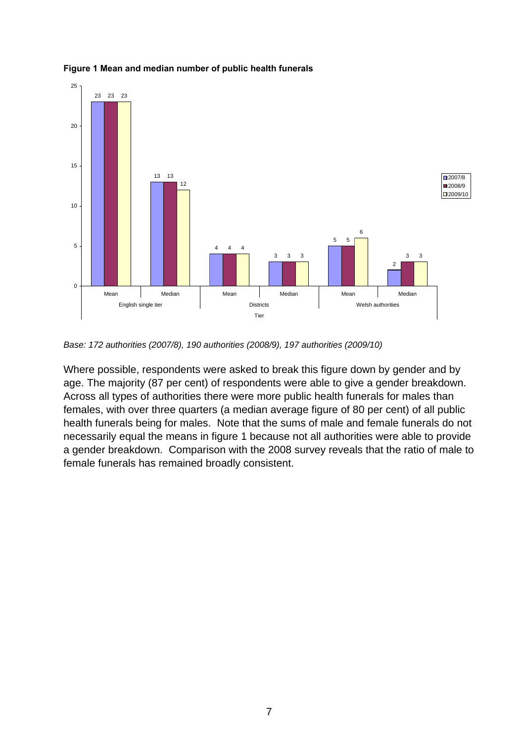**Figure 1 Mean and median number of public health funerals**

| Tier | | 2007/8 | 2008/9 | 2009/10 |
|---|---|---|---|---|
| English single tier | Mean | 23 | 23 | 23 |
| | Median | 13 | 13 | 12 |
| Districts | Mean | 4 | 4 | 4 |
| | Median | 3 | 3 | 3 |
| Welsh authorities | Mean | 5 | 5 | 6 |
| | Median | 2 | 3 | 3 |

*Base: 172 authorities (2007/8), 190 authorities (2008/9), 197 authorities (2009/10)*

Where possible, respondents were asked to break this figure down by gender and by age. The majority (87 per cent) of respondents were able to give a gender breakdown. Across all types of authorities there were more public health funerals for males than females, with over three quarters (a median average figure of 80 per cent) of all public health funerals being for males. Note that the sums of male and female funerals do not necessarily equal the means in figure 1 because not all authorities were able to provide a gender breakdown. Comparison with the 2008 survey reveals that the ratio of male to female funerals has remained broadly consistent.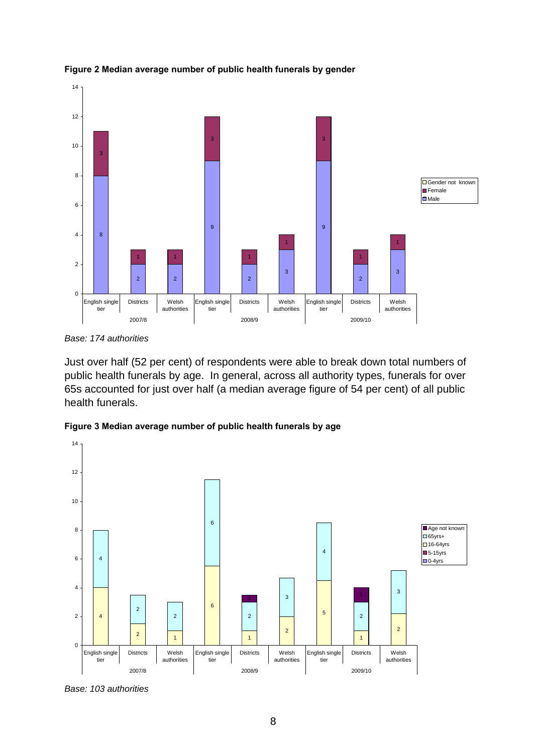**Figure 2 Median average number of public health funerals by gender**

*Base: 174 authorities*

Just over half (52 per cent) of respondents were able to break down total numbers of public health funerals by age. In general, across all authority types, funerals for over 65s accounted for just over half (a median average figure of 54 per cent) of all public health funerals.

**Figure 3 Median average number of public health funerals by age**

*Base: 103 authorities*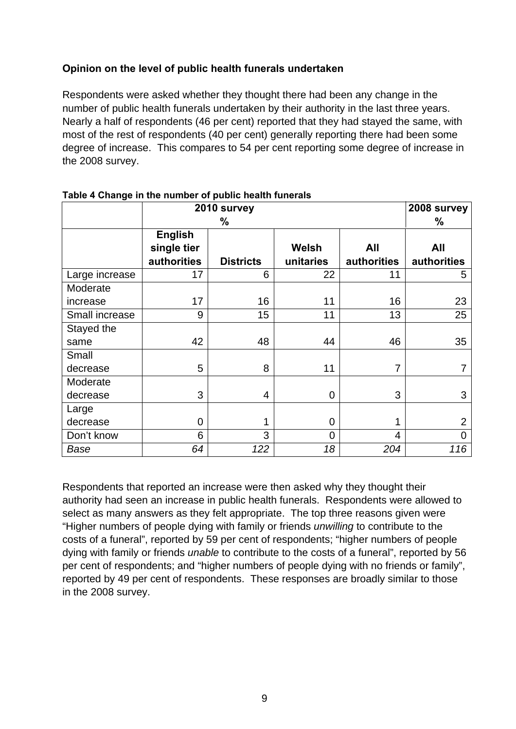**Opinion on the level of public health funerals undertaken**

Respondents were asked whether they thought there had been any change in the number of public health funerals undertaken by their authority in the last three years. Nearly a half of respondents (46 per cent) reported that they had stayed the same, with most of the rest of respondents (40 per cent) generally reporting there had been some degree of increase. This compares to 54 per cent reporting some degree of increase in the 2008 survey.

**Table 4 Change in the number of public health funerals**

| | 2010 survey % | | | | 2008 survey % |
|---|---|---|---|---|---|
| | **English single tier authorities** | **Districts** | **Welsh unitaries** | **All authorities** | **All authorities** |
| Large increase | 17 | 6 | 22 | 11 | 5 |
| Moderate increase | 17 | 16 | 11 | 16 | 23 |
| Small increase | 9 | 15 | 11 | 13 | 25 |
| Stayed the same | 42 | 48 | 44 | 46 | 35 |
| Small decrease | 5 | 8 | 11 | 7 | 7 |
| Moderate decrease | 3 | 4 | 0 | 3 | 3 |
| Large decrease | 0 | 1 | 0 | 1 | 2 |
| Don't know | 6 | 3 | 0 | 4 | 0 |
| *Base* | *64* | *122* | *18* | *204* | *116* |

Respondents that reported an increase were then asked why they thought their authority had seen an increase in public health funerals. Respondents were allowed to select as many answers as they felt appropriate. The top three reasons given were "Higher numbers of people dying with family or friends *unwilling* to contribute to the costs of a funeral", reported by 59 per cent of respondents; "higher numbers of people dying with family or friends *unable* to contribute to the costs of a funeral", reported by 56 per cent of respondents; and "higher numbers of people dying with no friends or family", reported by 49 per cent of respondents. These responses are broadly similar to those in the 2008 survey.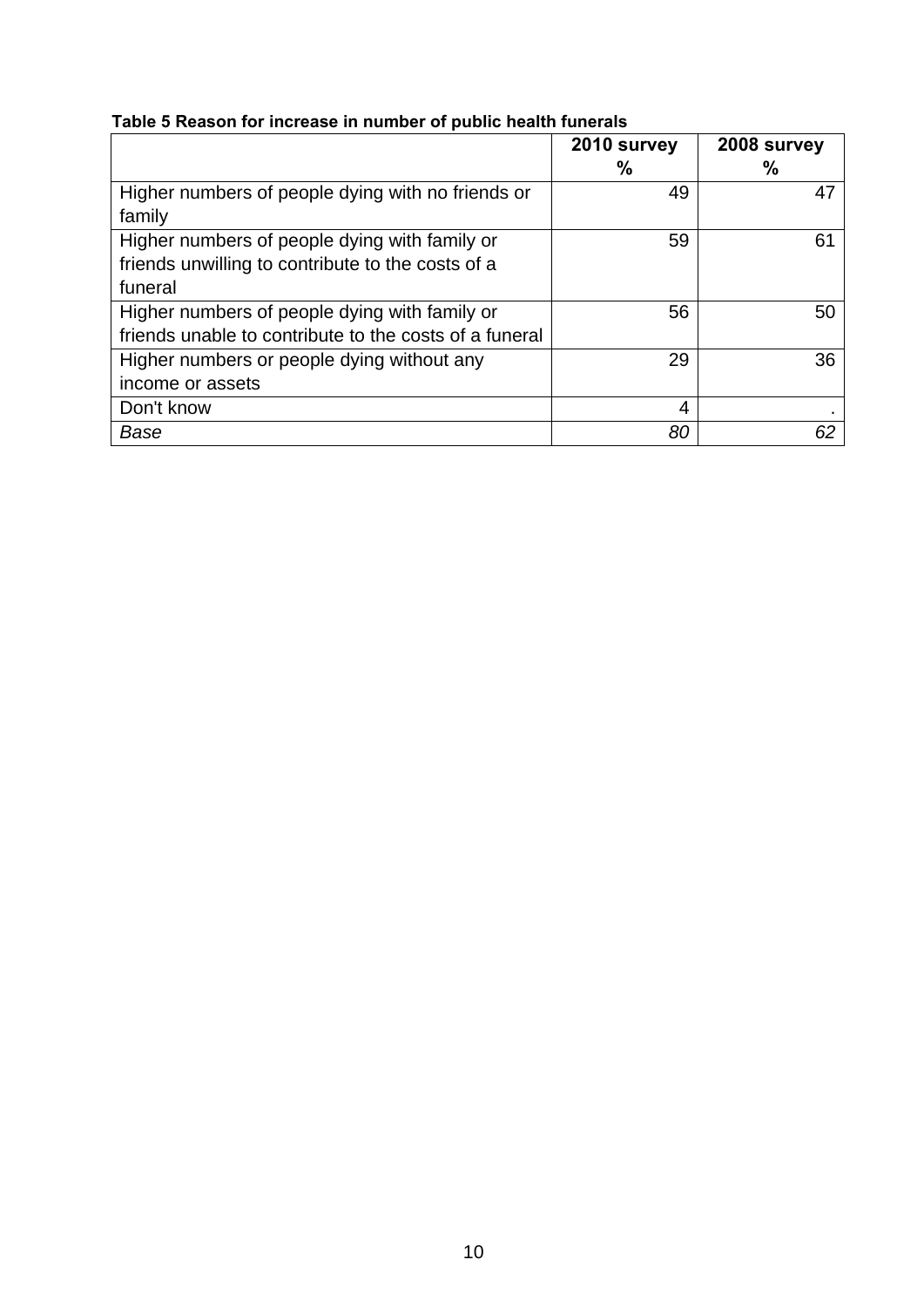**Table 5 Reason for increase in number of public health funerals**

| | 2010 survey % | 2008 survey % |
|---|---|---|
| Higher numbers of people dying with no friends or family | 49 | 47 |
| Higher numbers of people dying with family or friends unwilling to contribute to the costs of a funeral | 59 | 61 |
| Higher numbers of people dying with family or friends unable to contribute to the costs of a funeral | 56 | 50 |
| Higher numbers or people dying without any income or assets | 29 | 36 |
| Don't know | 4 | . |
| *Base* | *80* | *62* |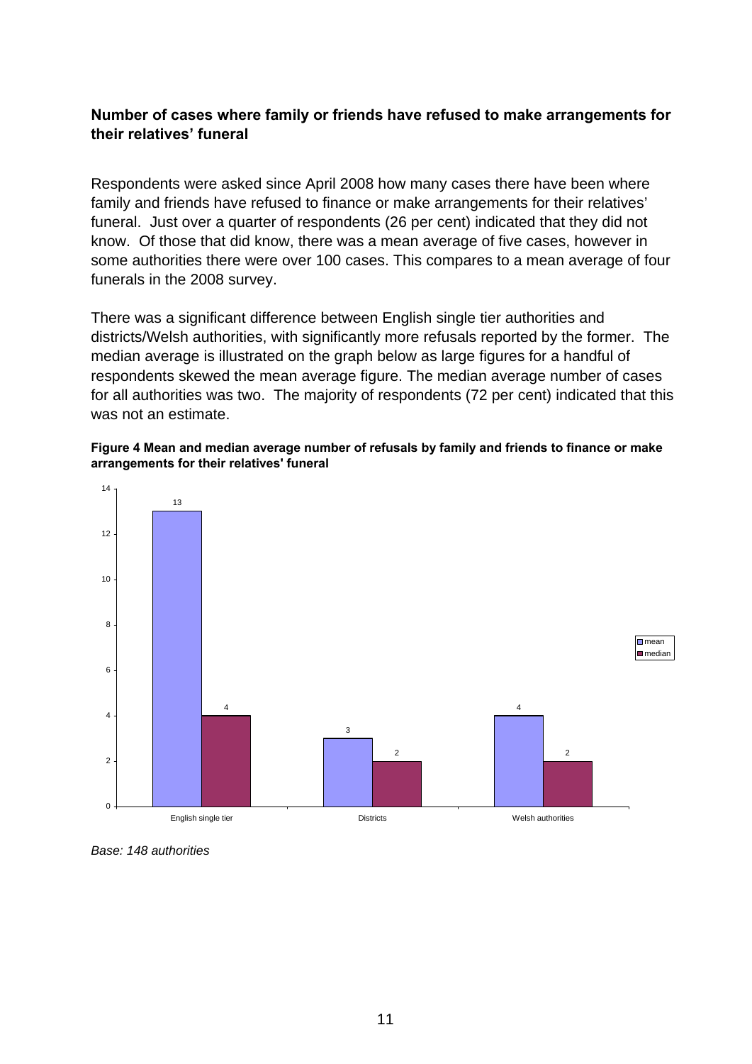**Number of cases where family or friends have refused to make arrangements for their relatives' funeral**

Respondents were asked since April 2008 how many cases there have been where family and friends have refused to finance or make arrangements for their relatives' funeral. Just over a quarter of respondents (26 per cent) indicated that they did not know. Of those that did know, there was a mean average of five cases, however in some authorities there were over 100 cases. This compares to a mean average of four funerals in the 2008 survey.

There was a significant difference between English single tier authorities and districts/Welsh authorities, with significantly more refusals reported by the former. The median average is illustrated on the graph below as large figures for a handful of respondents skewed the mean average figure. The median average number of cases for all authorities was two. The majority of respondents (72 per cent) indicated that this was not an estimate.

**Figure 4 Mean and median average number of refusals by family and friends to finance or make arrangements for their relatives' funeral**

| | mean | median |
|---|---|---|
| English single tier | 13 | 4 |
| Districts | 3 | 2 |
| Welsh authorities | 4 | 2 |

*Base: 148 authorities*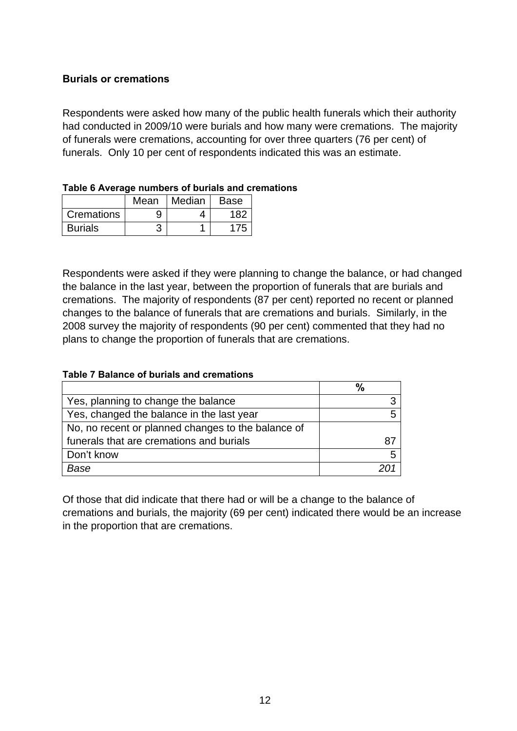### Burials or cremations

Respondents were asked how many of the public health funerals which their authority had conducted in 2009/10 were burials and how many were cremations. The majority of funerals were cremations, accounting for over three quarters (76 per cent) of funerals. Only 10 per cent of respondents indicated this was an estimate.

**Table 6 Average numbers of burials and cremations**

| | Mean | Median | Base |
|---|---|---|---|
| Cremations | 9 | 4 | 182 |
| Burials | 3 | 1 | 175 |

Respondents were asked if they were planning to change the balance, or had changed the balance in the last year, between the proportion of funerals that are burials and cremations. The majority of respondents (87 per cent) reported no recent or planned changes to the balance of funerals that are cremations and burials. Similarly, in the 2008 survey the majority of respondents (90 per cent) commented that they had no plans to change the proportion of funerals that are cremations.

**Table 7 Balance of burials and cremations**

| | % |
|---|---|
| Yes, planning to change the balance | 3 |
| Yes, changed the balance in the last year | 5 |
| No, no recent or planned changes to the balance of funerals that are cremations and burials | 87 |
| Don't know | 5 |
| *Base* | *201* |

Of those that did indicate that there had or will be a change to the balance of cremations and burials, the majority (69 per cent) indicated there would be an increase in the proportion that are cremations.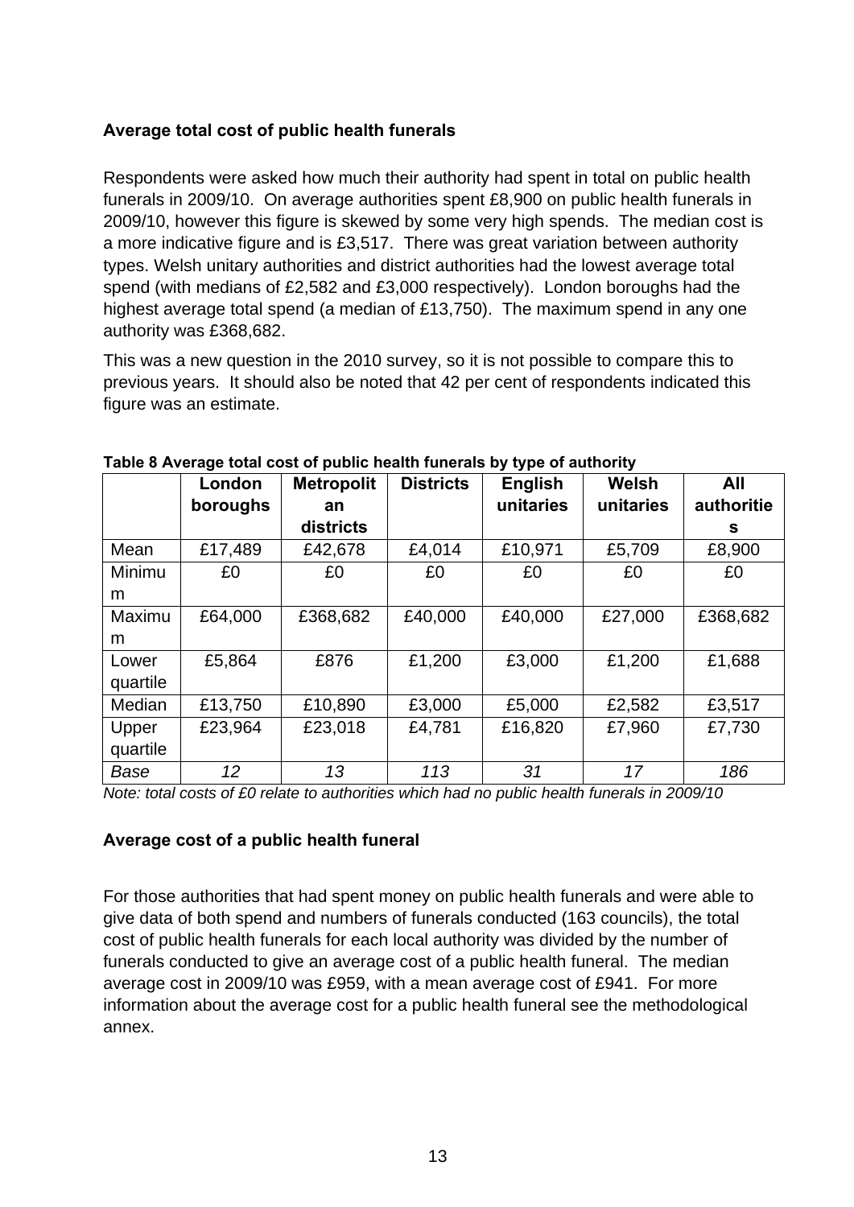### Average total cost of public health funerals

Respondents were asked how much their authority had spent in total on public health funerals in 2009/10. On average authorities spent £8,900 on public health funerals in 2009/10, however this figure is skewed by some very high spends. The median cost is a more indicative figure and is £3,517. There was great variation between authority types. Welsh unitary authorities and district authorities had the lowest average total spend (with medians of £2,582 and £3,000 respectively). London boroughs had the highest average total spend (a median of £13,750). The maximum spend in any one authority was £368,682.

This was a new question in the 2010 survey, so it is not possible to compare this to previous years. It should also be noted that 42 per cent of respondents indicated this figure was an estimate.

**Table 8 Average total cost of public health funerals by type of authority**

| | London boroughs | Metropolitan districts | Districts | English unitaries | Welsh unitaries | All authorities |
|---|---|---|---|---|---|---|
| Mean | £17,489 | £42,678 | £4,014 | £10,971 | £5,709 | £8,900 |
| Minimum | £0 | £0 | £0 | £0 | £0 | £0 |
| Maximum | £64,000 | £368,682 | £40,000 | £40,000 | £27,000 | £368,682 |
| Lower quartile | £5,864 | £876 | £1,200 | £3,000 | £1,200 | £1,688 |
| Median | £13,750 | £10,890 | £3,000 | £5,000 | £2,582 | £3,517 |
| Upper quartile | £23,964 | £23,018 | £4,781 | £16,820 | £7,960 | £7,730 |
| *Base* | *12* | *13* | *113* | *31* | *17* | *186* |

*Note: total costs of £0 relate to authorities which had no public health funerals in 2009/10*

### Average cost of a public health funeral

For those authorities that had spent money on public health funerals and were able to give data of both spend and numbers of funerals conducted (163 councils), the total cost of public health funerals for each local authority was divided by the number of funerals conducted to give an average cost of a public health funeral. The median average cost in 2009/10 was £959, with a mean average cost of £941. For more information about the average cost for a public health funeral see the methodological annex.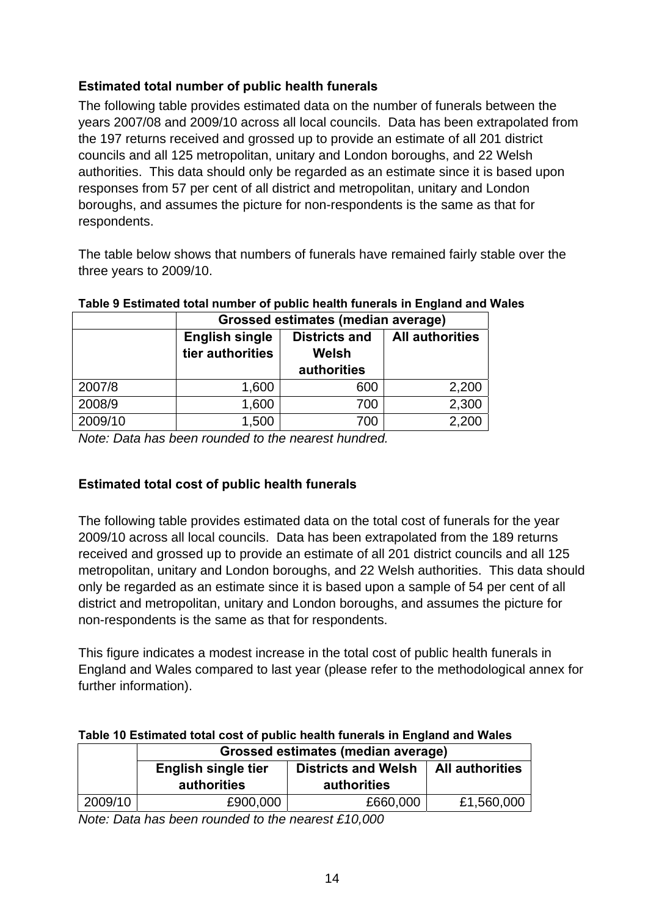### Estimated total number of public health funerals

The following table provides estimated data on the number of funerals between the years 2007/08 and 2009/10 across all local councils. Data has been extrapolated from the 197 returns received and grossed up to provide an estimate of all 201 district councils and all 125 metropolitan, unitary and London boroughs, and 22 Welsh authorities. This data should only be regarded as an estimate since it is based upon responses from 57 per cent of all district and metropolitan, unitary and London boroughs, and assumes the picture for non-respondents is the same as that for respondents.

The table below shows that numbers of funerals have remained fairly stable over the three years to 2009/10.

**Table 9 Estimated total number of public health funerals in England and Wales**

| | Grossed estimates (median average) | | |
|---|---|---|---|
| | **English single tier authorities** | **Districts and Welsh authorities** | **All authorities** |
| 2007/8 | 1,600 | 600 | 2,200 |
| 2008/9 | 1,600 | 700 | 2,300 |
| 2009/10 | 1,500 | 700 | 2,200 |

*Note: Data has been rounded to the nearest hundred.*

### Estimated total cost of public health funerals

The following table provides estimated data on the total cost of funerals for the year 2009/10 across all local councils. Data has been extrapolated from the 189 returns received and grossed up to provide an estimate of all 201 district councils and all 125 metropolitan, unitary and London boroughs, and 22 Welsh authorities. This data should only be regarded as an estimate since it is based upon a sample of 54 per cent of all district and metropolitan, unitary and London boroughs, and assumes the picture for non-respondents is the same as that for respondents.

This figure indicates a modest increase in the total cost of public health funerals in England and Wales compared to last year (please refer to the methodological annex for further information).

**Table 10 Estimated total cost of public health funerals in England and Wales**

| | Grossed estimates (median average) | | |
|---|---|---|---|
| | **English single tier authorities** | **Districts and Welsh authorities** | **All authorities** |
| 2009/10 | £900,000 | £660,000 | £1,560,000 |

*Note: Data has been rounded to the nearest £10,000*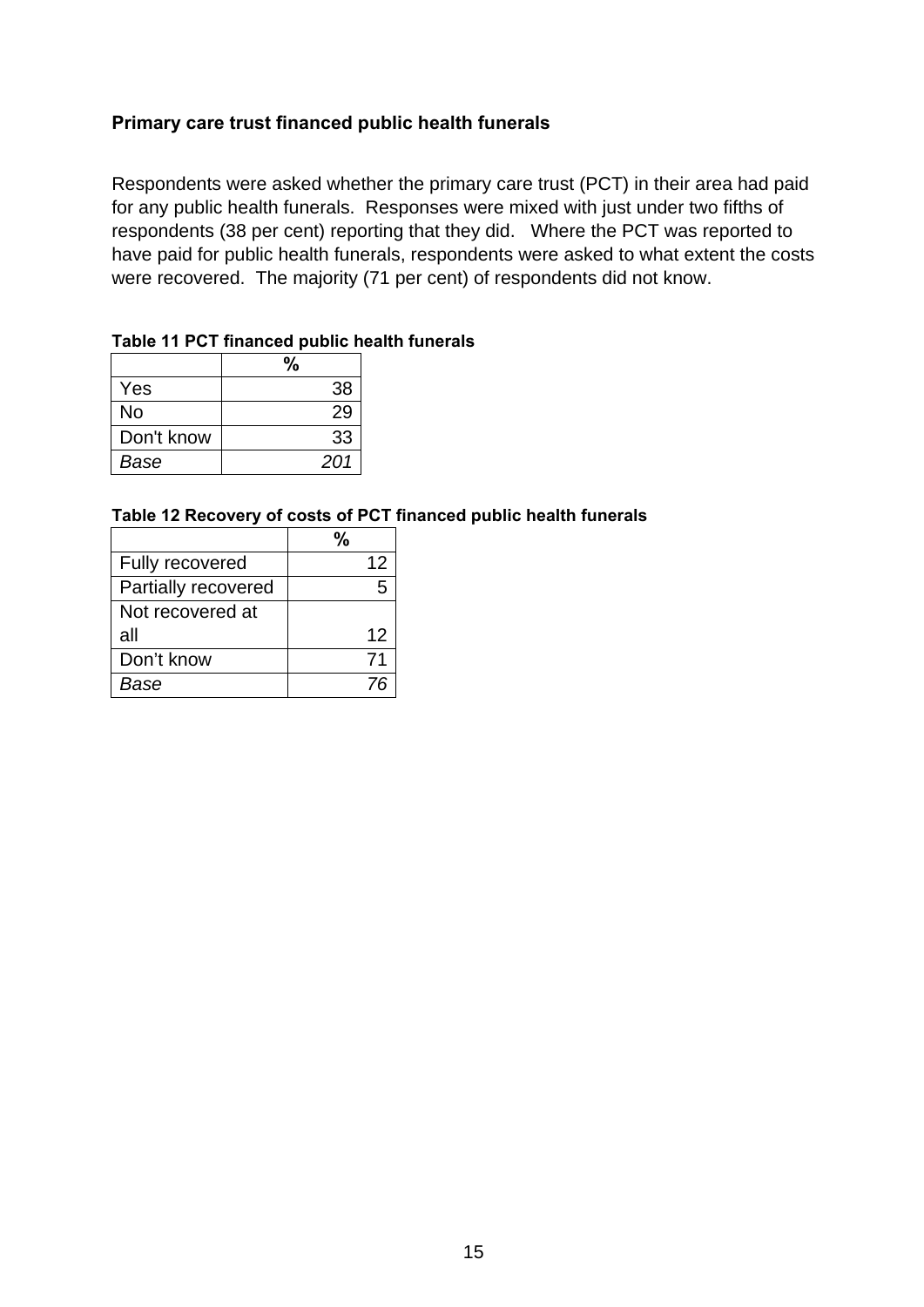**Primary care trust financed public health funerals**

Respondents were asked whether the primary care trust (PCT) in their area had paid for any public health funerals. Responses were mixed with just under two fifths of respondents (38 per cent) reporting that they did. Where the PCT was reported to have paid for public health funerals, respondents were asked to what extent the costs were recovered. The majority (71 per cent) of respondents did not know.

**Table 11 PCT financed public health funerals**

| | % |
|---|---|
| Yes | 38 |
| No | 29 |
| Don't know | 33 |
| *Base* | *201* |

**Table 12 Recovery of costs of PCT financed public health funerals**

| | % |
|---|---|
| Fully recovered | 12 |
| Partially recovered | 5 |
| Not recovered at all | 12 |
| Don't know | 71 |
| *Base* | *76* |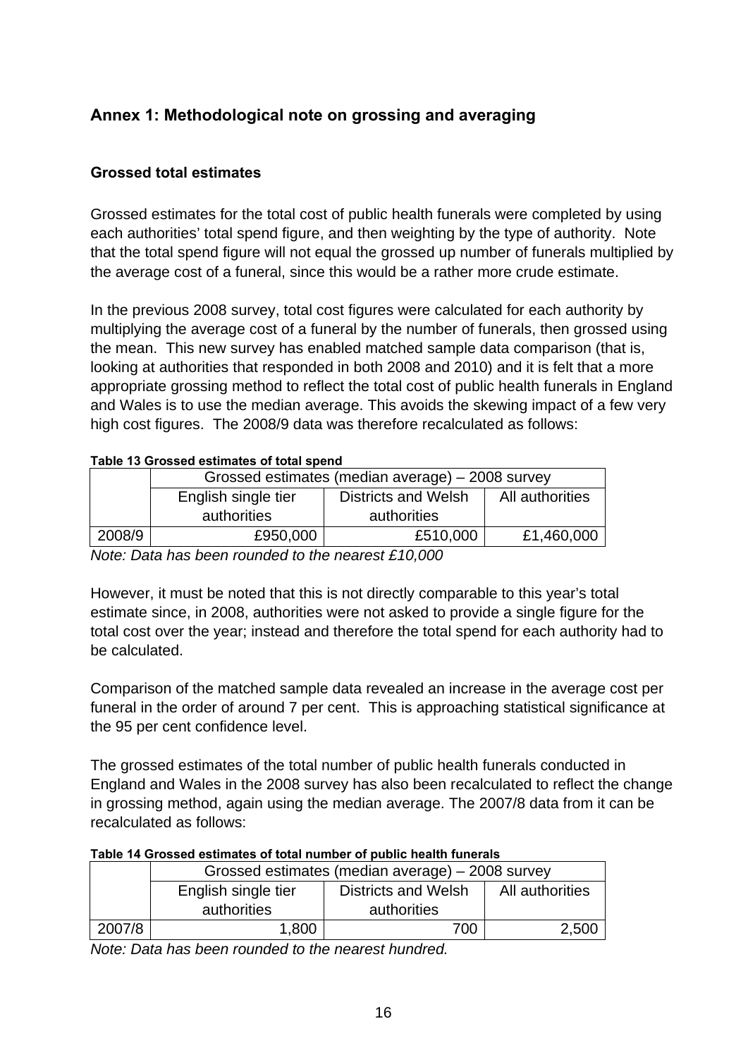## Annex 1: Methodological note on grossing and averaging

### Grossed total estimates

Grossed estimates for the total cost of public health funerals were completed by using each authorities' total spend figure, and then weighting by the type of authority. Note that the total spend figure will not equal the grossed up number of funerals multiplied by the average cost of a funeral, since this would be a rather more crude estimate.

In the previous 2008 survey, total cost figures were calculated for each authority by multiplying the average cost of a funeral by the number of funerals, then grossed using the mean. This new survey has enabled matched sample data comparison (that is, looking at authorities that responded in both 2008 and 2010) and it is felt that a more appropriate grossing method to reflect the total cost of public health funerals in England and Wales is to use the median average. This avoids the skewing impact of a few very high cost figures. The 2008/9 data was therefore recalculated as follows:

**Table 13 Grossed estimates of total spend**

| | Grossed estimates (median average) – 2008 survey | | |
|---|---|---|---|
| | English single tier authorities | Districts and Welsh authorities | All authorities |
| 2008/9 | £950,000 | £510,000 | £1,460,000 |

*Note: Data has been rounded to the nearest £10,000*

However, it must be noted that this is not directly comparable to this year's total estimate since, in 2008, authorities were not asked to provide a single figure for the total cost over the year; instead and therefore the total spend for each authority had to be calculated.

Comparison of the matched sample data revealed an increase in the average cost per funeral in the order of around 7 per cent. This is approaching statistical significance at the 95 per cent confidence level.

The grossed estimates of the total number of public health funerals conducted in England and Wales in the 2008 survey has also been recalculated to reflect the change in grossing method, again using the median average. The 2007/8 data from it can be recalculated as follows:

**Table 14 Grossed estimates of total number of public health funerals**

| | Grossed estimates (median average) – 2008 survey | | |
|---|---|---|---|
| | English single tier authorities | Districts and Welsh authorities | All authorities |
| 2007/8 | 1,800 | 700 | 2,500 |

*Note: Data has been rounded to the nearest hundred.*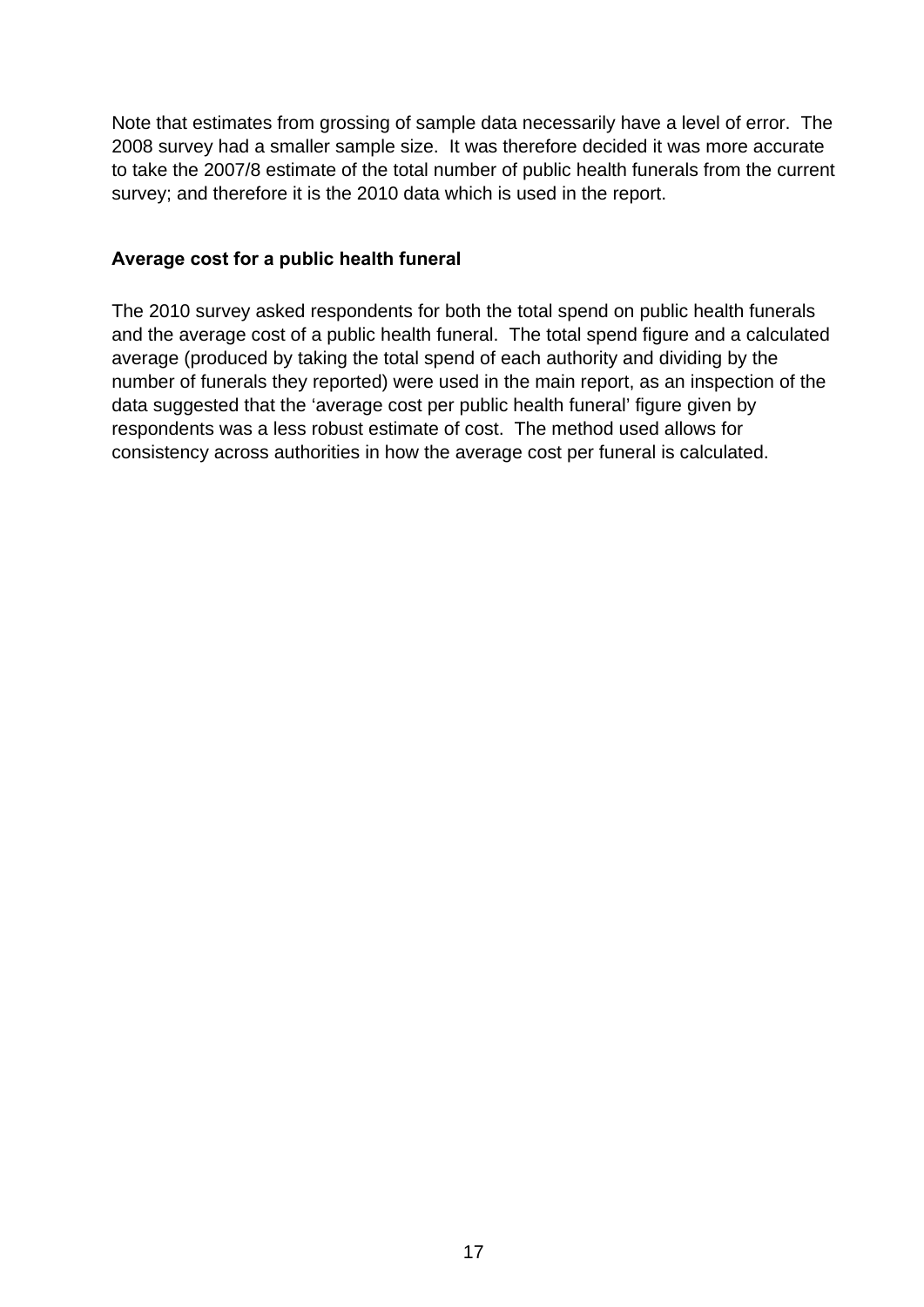Note that estimates from grossing of sample data necessarily have a level of error. The 2008 survey had a smaller sample size. It was therefore decided it was more accurate to take the 2007/8 estimate of the total number of public health funerals from the current survey; and therefore it is the 2010 data which is used in the report.

### Average cost for a public health funeral

The 2010 survey asked respondents for both the total spend on public health funerals and the average cost of a public health funeral. The total spend figure and a calculated average (produced by taking the total spend of each authority and dividing by the number of funerals they reported) were used in the main report, as an inspection of the data suggested that the 'average cost per public health funeral' figure given by respondents was a less robust estimate of cost. The method used allows for consistency across authorities in how the average cost per funeral is calculated.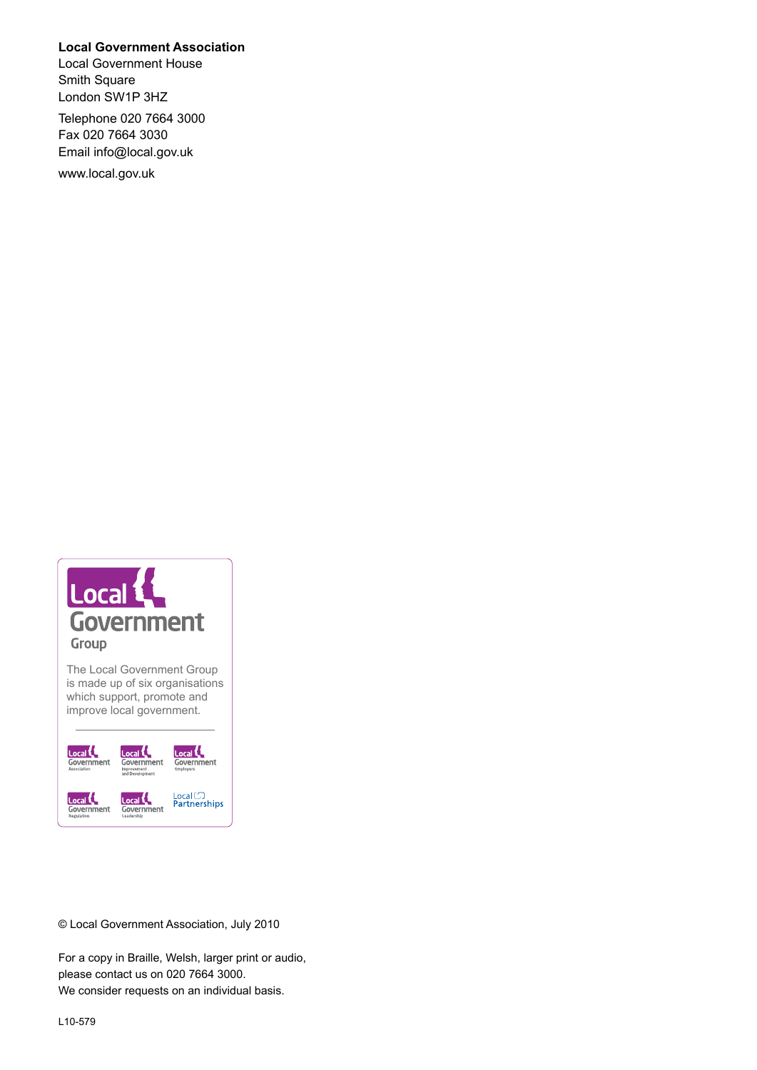**Local Government Association**
Local Government House
Smith Square
London SW1P 3HZ

Telephone 020 7664 3000
Fax 020 7664 3030
Email info@local.gov.uk

www.local.gov.uk

Local Government Group

The Local Government Group is made up of six organisations which support, promote and improve local government.

Local Government Association
Local Government Improvement and Development
Local Government Employers
Local Government Regulation
Local Government Leadership
Local Partnerships

© Local Government Association, July 2010

For a copy in Braille, Welsh, larger print or audio, please contact us on 020 7664 3000.
We consider requests on an individual basis.

L10-579